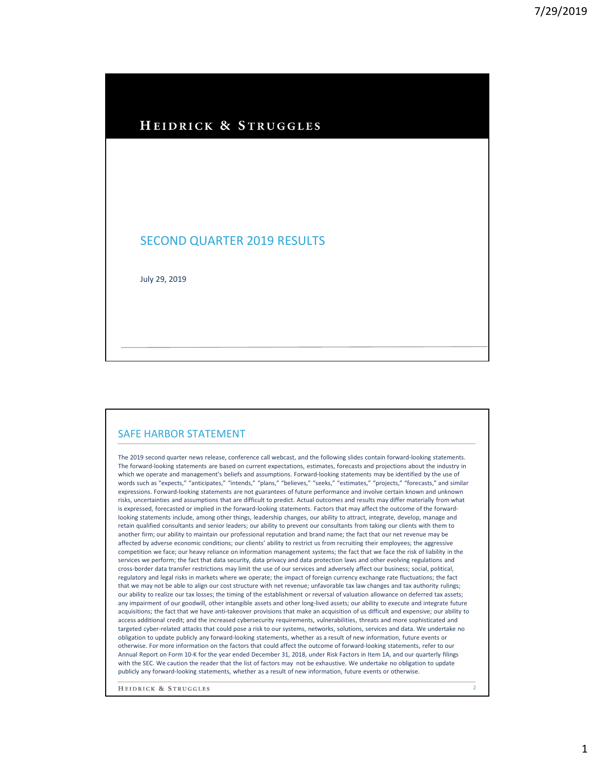# HEIDRICK & STRUGGLES

## SECOND QUARTER 2019 RESULTS

July 29, 2019

## SAFE HARBOR STATEMENT

The 2019 second quarter news release, conference call webcast, and the following slides contain forward-looking statements. The forward-looking statements are based on current expectations, estimates, forecasts and projections about the industry in which we operate and management's beliefs and assumptions. Forward-looking statements may be identified by the use of words such as "expects," "anticipates," "intends," "plans," "believes," "seeks," "estimates," "projects," "forecasts," and similar expressions. Forward-looking statements are not guarantees of future performance and involve certain known and unknown risks, uncertainties and assumptions that are difficult to predict. Actual outcomes and results may differ materially from what is expressed, forecasted or implied in the forward-looking statements. Factors that may affect the outcome of the forward-looking statements include, among other things, leadership changes, our ability to attract, integrate, develop, manage and retain qualified consultants and senior leaders; our ability to prevent our consultants from taking our clients with them to another firm; our ability to maintain our professional reputation and brand name; the fact that our net revenue may be affected by adverse economic conditions; our clients' ability to restrict us from recruiting their employees; the aggressive competition we face; our heavy reliance on information management systems; the fact that we face the risk of liability in the services we perform; the fact that data security, data privacy and data protection laws and other evolving regulations and cross-border data transfer restrictions may limit the use of our services and adversely affect our business; social, political, regulatory and legal risks in markets where we operate; the impact of foreign currency exchange rate fluctuations; the fact that we may not be able to align our cost structure with net revenue; unfavorable tax law changes and tax authority rulings; our ability to realize our tax losses; the timing of the establishment or reversal of valuation allowance on deferred tax assets; any impairment of our goodwill, other intangible assets and other long-lived assets; our ability to execute and integrate future acquisitions; the fact that we have anti-takeover provisions that make an acquisition of us difficult and expensive; our ability to access additional credit; and the increased cybersecurity requirements, vulnerabilities, threats and more sophisticated and targeted cyber-related attacks that could pose a risk to our systems, networks, solutions, services and data. We undertake no obligation to update publicly any forward-looking statements, whether as a result of new information, future events or otherwise. For more information on the factors that could affect the outcome of forward-looking statements, refer to our Annual Report on Form 10-K for the year ended December 31, 2018, under Risk Factors in Item 1A, and our quarterly filings with the SEC. We caution the reader that the list of factors may not be exhaustive. We undertake no obligation to update publicly any forward-looking statements, whether as a result of new information, future events or otherwise.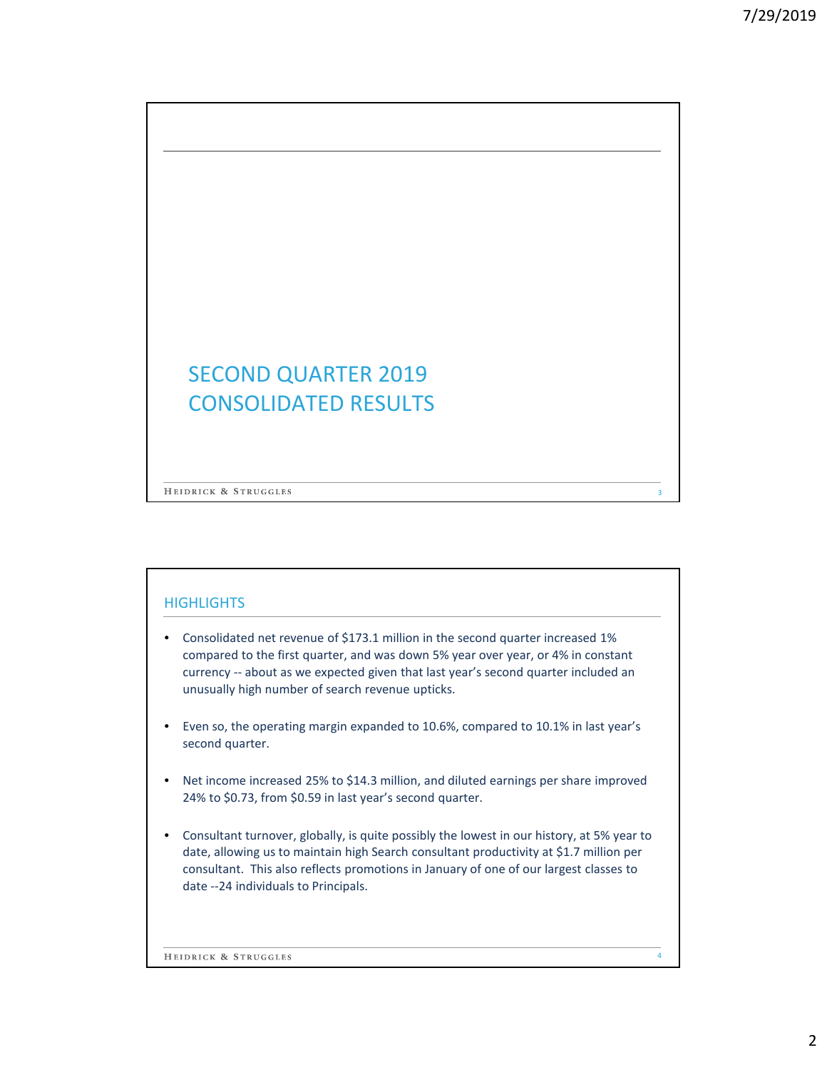# SECOND QUARTER 2019 CONSOLIDATED RESULTS

## HIGHLIGHTS

- Consolidated net revenue of $173.1 million in the second quarter increased 1% compared to the first quarter, and was down 5% year over year, or 4% in constant currency -- about as we expected given that last year's second quarter included an unusually high number of search revenue upticks.

- Even so, the operating margin expanded to 10.6%, compared to 10.1% in last year's second quarter.

- Net income increased 25% to $14.3 million, and diluted earnings per share improved 24% to $0.73, from $0.59 in last year's second quarter.

- Consultant turnover, globally, is quite possibly the lowest in our history, at 5% year to date, allowing us to maintain high Search consultant productivity at $1.7 million per consultant. This also reflects promotions in January of one of our largest classes to date --24 individuals to Principals.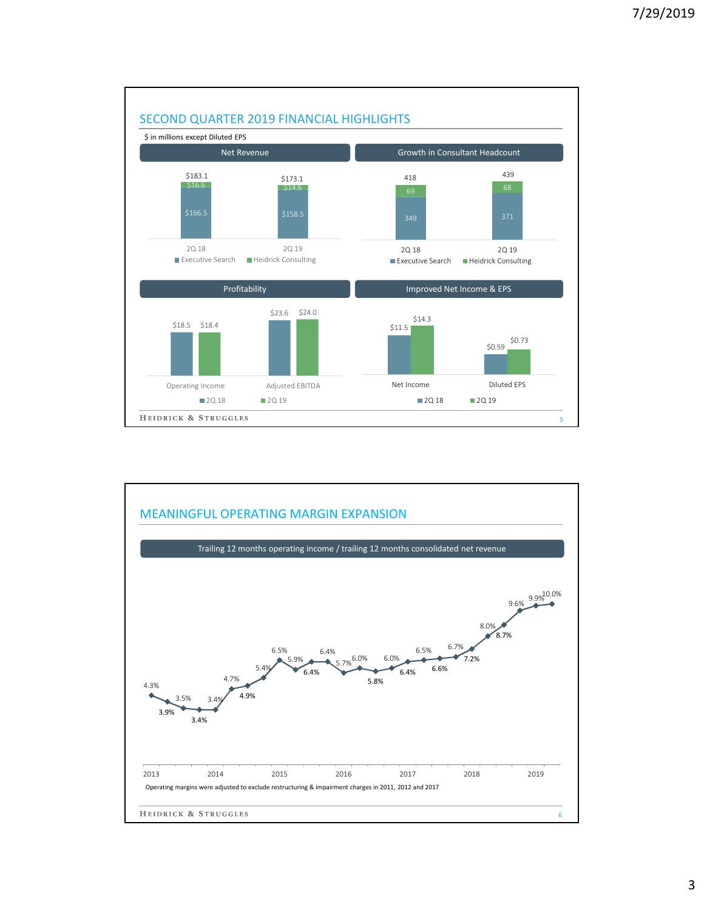## SECOND QUARTER 2019 FINANCIAL HIGHLIGHTS

$ in millions except Diluted EPS

**Net Revenue**

| | 2Q 18 | 2Q 19 |
|---|---|---|
| Executive Search | $166.5 | $158.5 |
| Heidrick Consulting | $16.6 | $14.6 |
| Total | $183.1 | $173.1 |

**Growth in Consultant Headcount**

| | 2Q 18 | 2Q 19 |
|---|---|---|
| Executive Search | 349 | 371 |
| Heidrick Consulting | 69 | 68 |
| Total | 418 | 439 |

**Profitability**

| | 2Q 18 | 2Q 19 |
|---|---|---|
| Operating Income | $18.5 | $18.4 |
| Adjusted EBITDA | $23.6 | $24.0 |

**Improved Net Income & EPS**

| | 2Q 18 | 2Q 19 |
|---|---|---|
| Net Income | $11.5 | $14.3 |
| Diluted EPS | $0.59 | $0.73 |

## MEANINGFUL OPERATING MARGIN EXPANSION

**Trailing 12 months operating income / trailing 12 months consolidated net revenue**

| Period | 2013 | | | | 2014 | | | | 2015 | | | | 2016 | | | | 2017 | | | | 2018 | | | | 2019 | |
|---|---|---|---|---|---|---|---|---|---|---|---|---|---|---|---|---|---|---|---|---|---|---|---|---|---|---|
| Margin | 4.3% | 3.9% | 3.5% | 3.4% | 3.4% | 4.7% | 4.9% | 5.4% | 6.5% | 5.9% | 6.4% | 6.4% | 5.7% | 6.0% | 5.8% | 6.0% | 6.4% | 6.5% | 6.6% | 6.7% | 7.2% | 8.0% | 8.7% | 9.6% | 9.9% | 10.0% |

Operating margins were adjusted to exclude restructuring & impairment charges in 2011, 2012 and 2017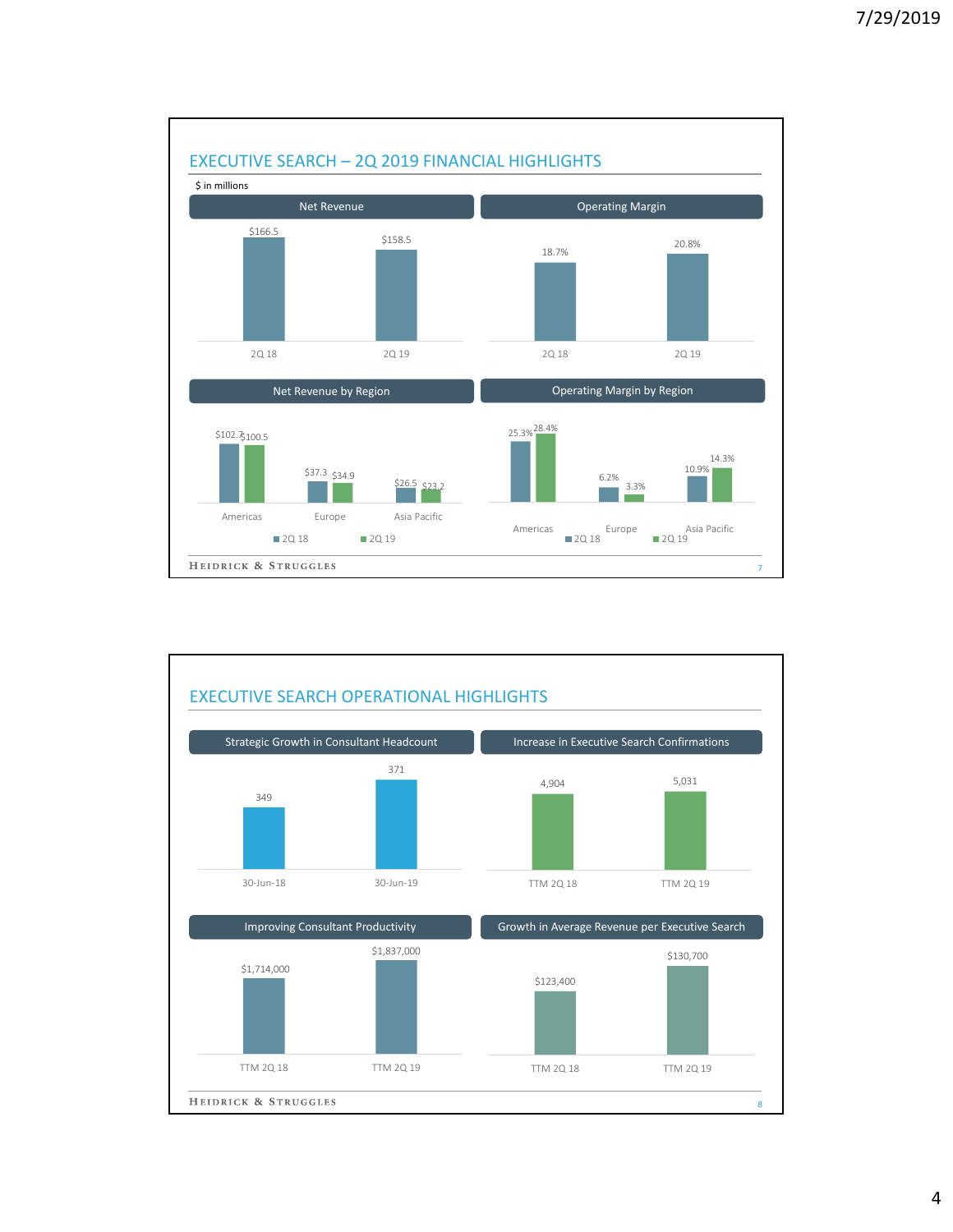## EXECUTIVE SEARCH – 2Q 2019 FINANCIAL HIGHLIGHTS

$ in millions

**Net Revenue**

| | 2Q 18 | 2Q 19 |
|---|---|---|
| Net Revenue | $166.5 | $158.5 |

**Operating Margin**

| | 2Q 18 | 2Q 19 |
|---|---|---|
| Operating Margin | 18.7% | 20.8% |

**Net Revenue by Region**

| Region | 2Q 18 | 2Q 19 |
|---|---|---|
| Americas | $102.7 | $100.5 |
| Europe | $37.3 | $34.9 |
| Asia Pacific | $26.5 | $23.2 |

**Operating Margin by Region**

| Region | 2Q 18 | 2Q 19 |
|---|---|---|
| Americas | 25.3% | 28.4% |
| Europe | 6.2% | 3.3% |
| Asia Pacific | 10.9% | 14.3% |

## EXECUTIVE SEARCH OPERATIONAL HIGHLIGHTS

**Strategic Growth in Consultant Headcount**

| 30-Jun-18 | 30-Jun-19 |
|---|---|
| 349 | 371 |

**Increase in Executive Search Confirmations**

| TTM 2Q 18 | TTM 2Q 19 |
|---|---|
| 4,904 | 5,031 |

**Improving Consultant Productivity**

| TTM 2Q 18 | TTM 2Q 19 |
|---|---|
| $1,714,000 | $1,837,000 |

**Growth in Average Revenue per Executive Search**

| TTM 2Q 18 | TTM 2Q 19 |
|---|---|
| $123,400 | $130,700 |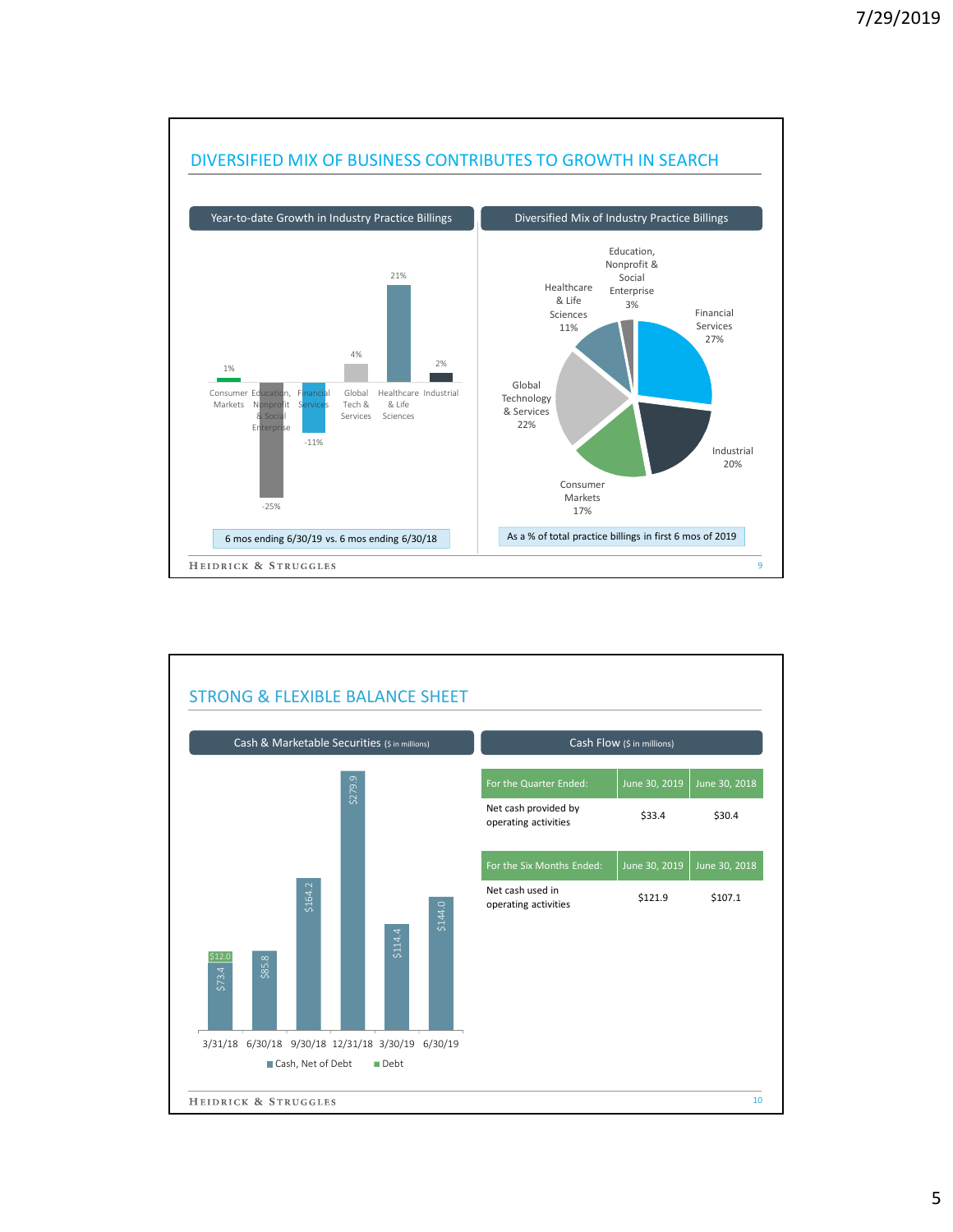## DIVERSIFIED MIX OF BUSINESS CONTRIBUTES TO GROWTH IN SEARCH

### Year-to-date Growth in Industry Practice Billings

| Industry Practice | Growth |
|---|---|
| Consumer Markets | 1% |
| Education, Nonprofit & Social Enterprise | -25% |
| Financial Services | -11% |
| Global Tech & Services | 4% |
| Healthcare & Life Sciences | 21% |
| Industrial | 2% |

6 mos ending 6/30/19 vs. 6 mos ending 6/30/18

### Diversified Mix of Industry Practice Billings

| Industry Practice | Share |
|---|---|
| Financial Services | 27% |
| Industrial | 20% |
| Consumer Markets | 17% |
| Global Technology & Services | 22% |
| Healthcare & Life Sciences | 11% |
| Education, Nonprofit & Social Enterprise | 3% |

As a % of total practice billings in first 6 mos of 2019

## STRONG & FLEXIBLE BALANCE SHEET

### Cash & Marketable Securities ($ in millions)

| Date | Cash, Net of Debt | Debt |
|---|---|---|
| 3/31/18 | $73.4 | $12.0 |
| 6/30/18 | $85.8 | |
| 9/30/18 | $164.2 | |
| 12/31/18 | $279.9 | |
| 3/30/19 | $114.4 | |
| 6/30/19 | $144.0 | |

### Cash Flow ($ in millions)

| For the Quarter Ended: | June 30, 2019 | June 30, 2018 |
|---|---|---|
| Net cash provided by operating activities | $33.4 | $30.4 |

| For the Six Months Ended: | June 30, 2019 | June 30, 2018 |
|---|---|---|
| Net cash used in operating activities | $121.9 | $107.1 |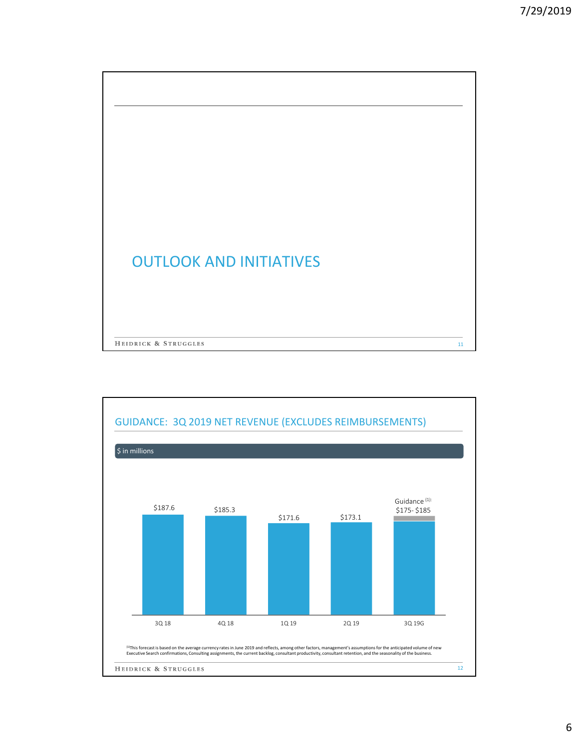## OUTLOOK AND INITIATIVES

## GUIDANCE: 3Q 2019 NET REVENUE (EXCLUDES REIMBURSEMENTS)

$ in millions

| 3Q 18 | 4Q 18 | 1Q 19 | 2Q 19 | 3Q 19G |
|---|---|---|---|---|
| $187.6 | $185.3 | $171.6 | $173.1 | Guidance [1]: $175- $185 |

[1]This forecast is based on the average currency rates in June 2019 and reflects, among other factors, management's assumptions for the anticipated volume of new Executive Search confirmations, Consulting assignments, the current backlog, consultant productivity, consultant retention, and the seasonality of the business.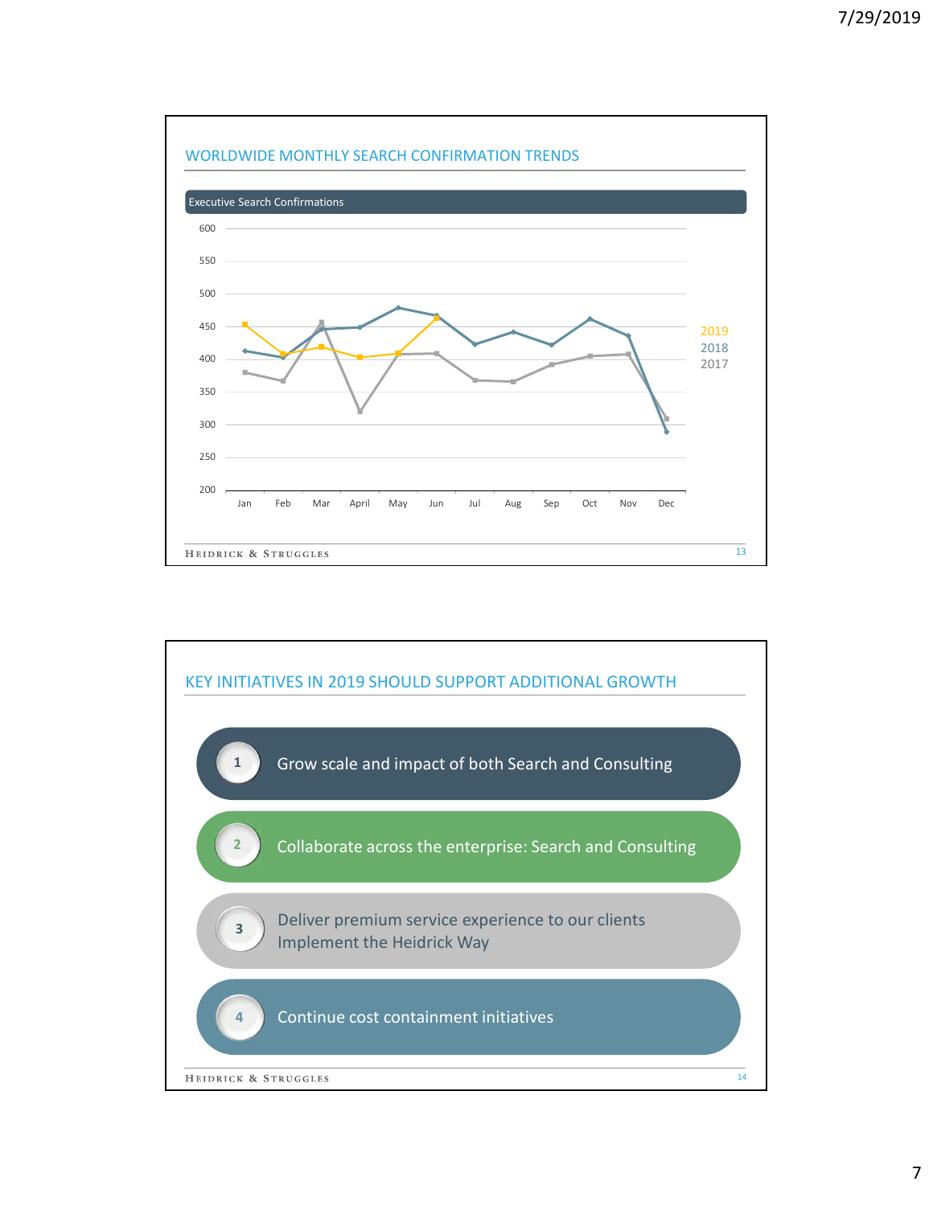## WORLDWIDE MONTHLY SEARCH CONFIRMATION TRENDS

Executive Search Confirmations

600
550
500
450
400
350
300
250
200

Jan Feb Mar April May Jun Jul Aug Sep Oct Nov Dec

2019
2018
2017

## KEY INITIATIVES IN 2019 SHOULD SUPPORT ADDITIONAL GROWTH

1. Grow scale and impact of both Search and Consulting
2. Collaborate across the enterprise: Search and Consulting
3. Deliver premium service experience to our clients
   Implement the Heidrick Way
4. Continue cost containment initiatives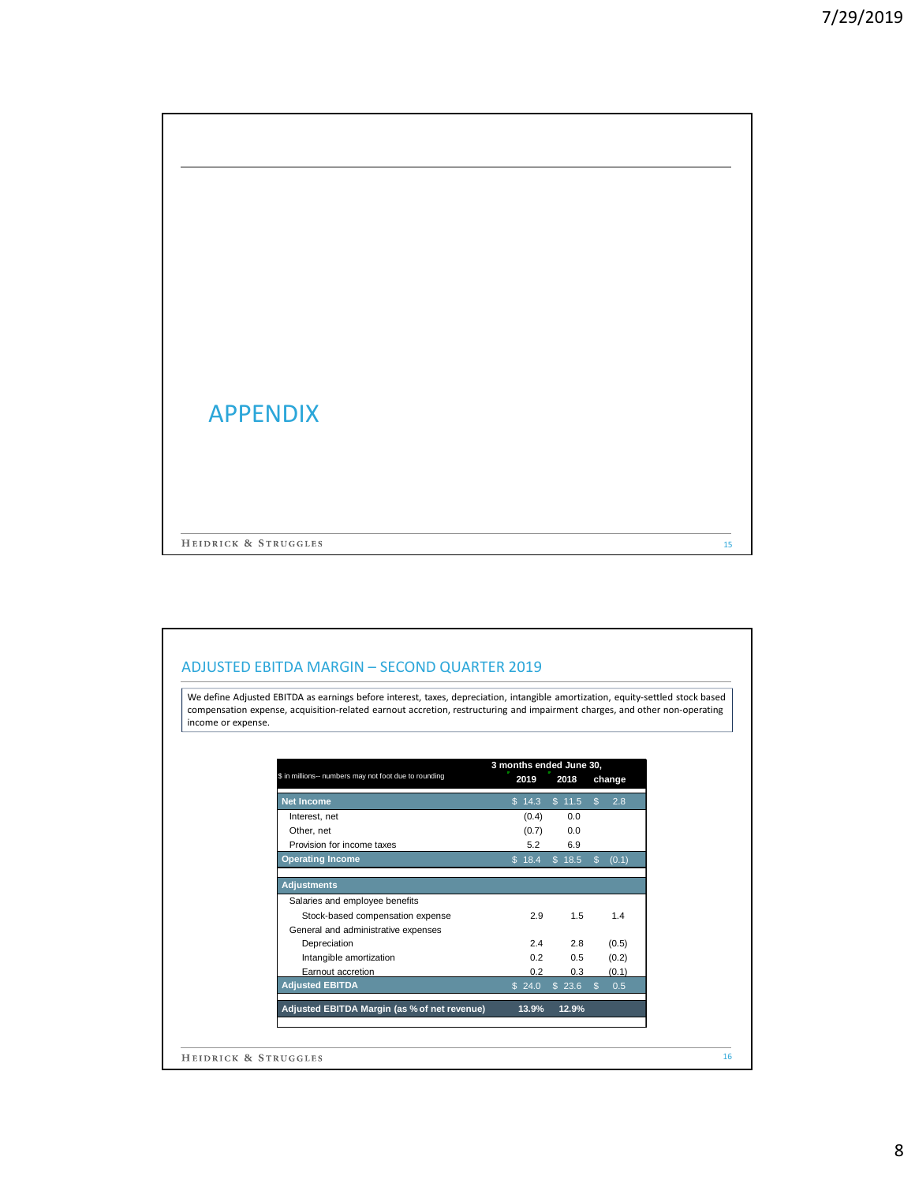## APPENDIX

## ADJUSTED EBITDA MARGIN – SECOND QUARTER 2019

We define Adjusted EBITDA as earnings before interest, taxes, depreciation, intangible amortization, equity-settled stock based compensation expense, acquisition-related earnout accretion, restructuring and impairment charges, and other non-operating income or expense.

| $ in millions-- numbers may not foot due to rounding | 3 months ended June 30, 2019 | 2018 | change |
|---|---|---|---|
| **Net Income** | $ 14.3 | $ 11.5 | $ 2.8 |
| Interest, net | (0.4) | 0.0 | |
| Other, net | (0.7) | 0.0 | |
| Provision for income taxes | 5.2 | 6.9 | |
| **Operating Income** | $ 18.4 | $ 18.5 | $ (0.1) |
| **Adjustments** | | | |
| Salaries and employee benefits | | | |
| Stock-based compensation expense | 2.9 | 1.5 | 1.4 |
| General and administrative expenses | | | |
| Depreciation | 2.4 | 2.8 | (0.5) |
| Intangible amortization | 0.2 | 0.5 | (0.2) |
| Earnout accretion | 0.2 | 0.3 | (0.1) |
| **Adjusted EBITDA** | $ 24.0 | $ 23.6 | $ 0.5 |
| **Adjusted EBITDA Margin (as % of net revenue)** | 13.9% | 12.9% | |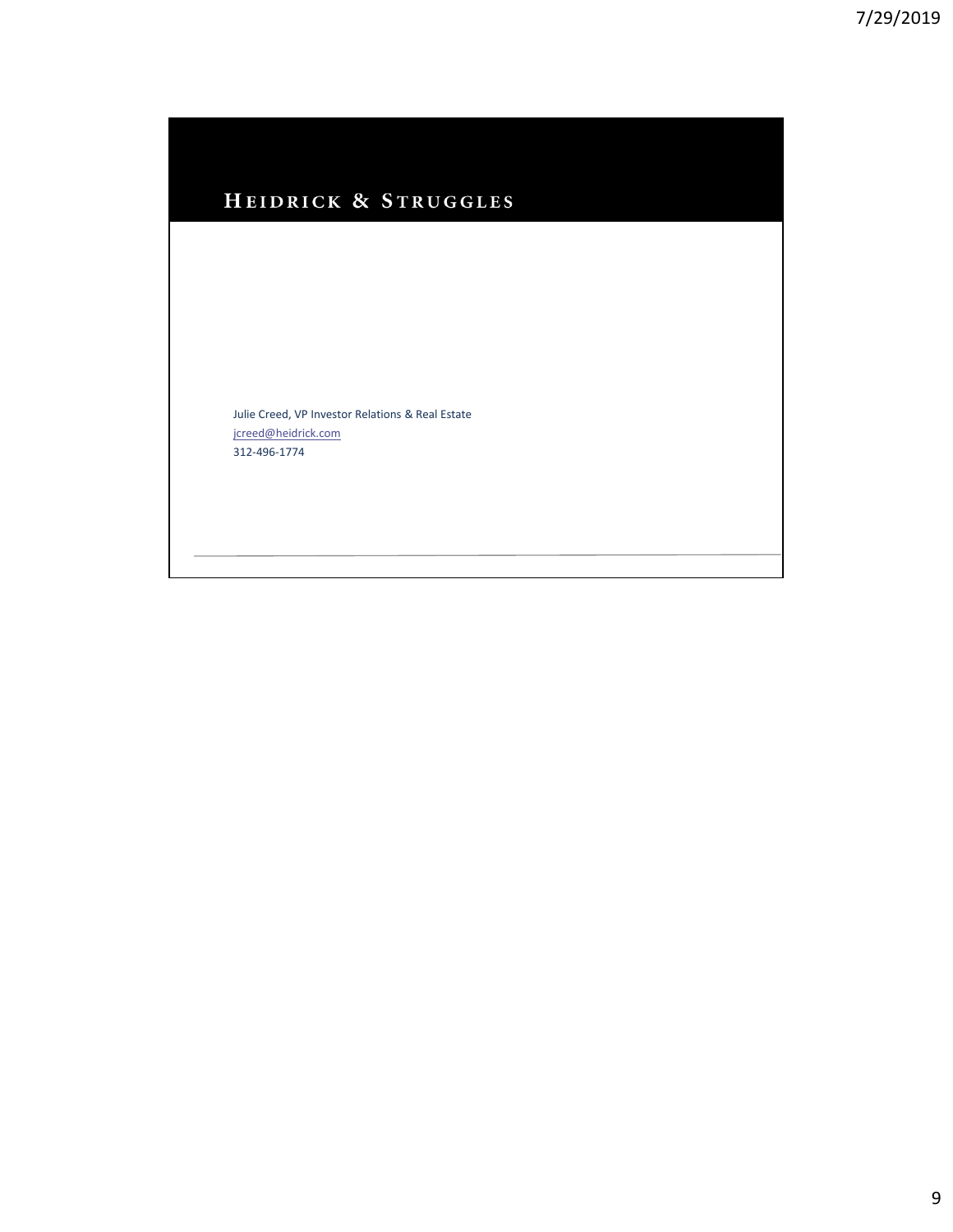# HEIDRICK & STRUGGLES

Julie Creed, VP Investor Relations & Real Estate
jcreed@heidrick.com
312-496-1774